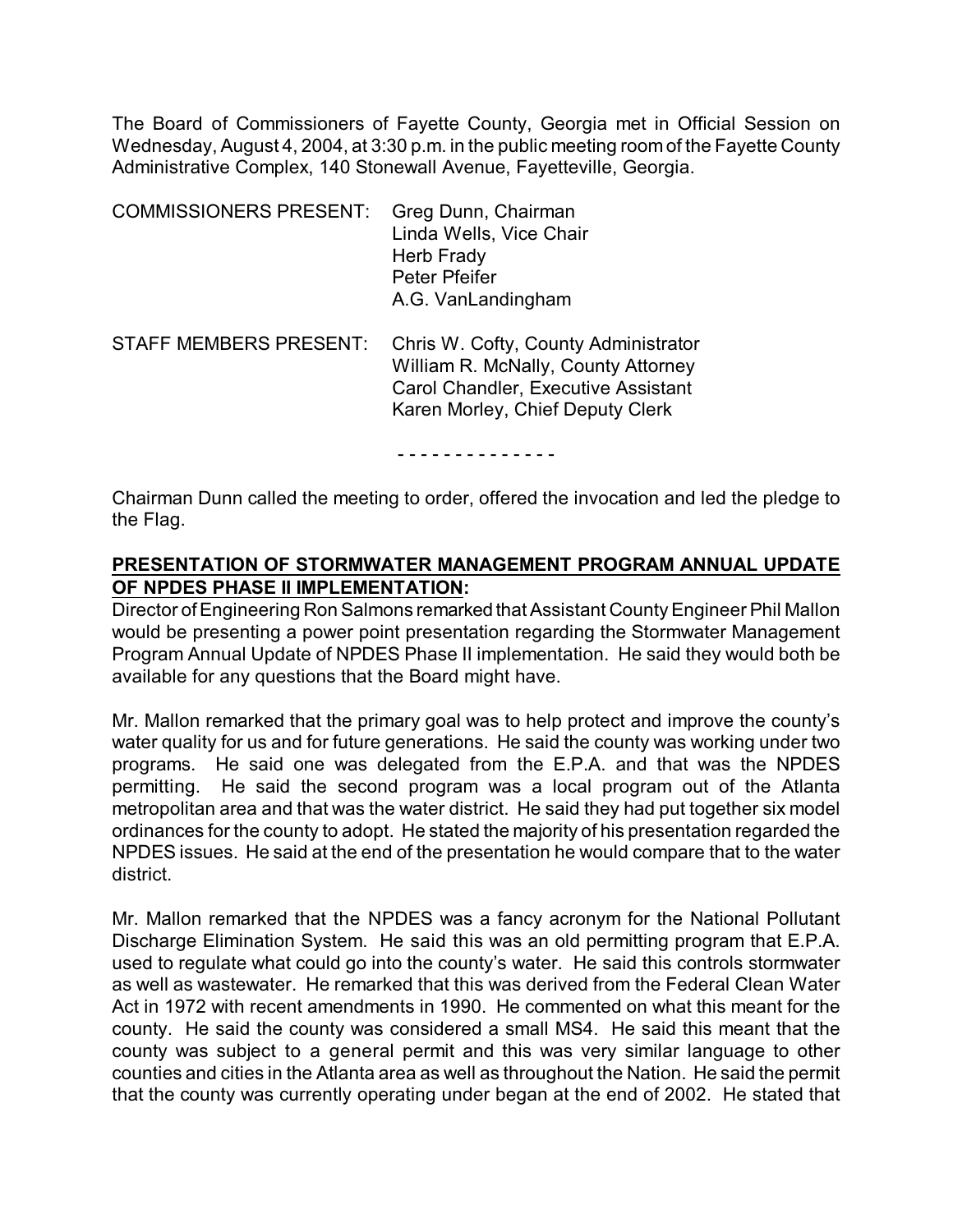The Board of Commissioners of Fayette County, Georgia met in Official Session on Wednesday, August 4, 2004, at 3:30 p.m. in the public meeting room of the Fayette County Administrative Complex, 140 Stonewall Avenue, Fayetteville, Georgia.

COMMISSIONERS PRESENT: Greg Dunn, Chairman
Linda Wells, Vice Chair
Herb Frady
Peter Pfeifer
A.G. VanLandingham

STAFF MEMBERS PRESENT: Chris W. Cofty, County Administrator
William R. McNally, County Attorney
Carol Chandler, Executive Assistant
Karen Morley, Chief Deputy Clerk

- - - - - - - - - - - - - -

Chairman Dunn called the meeting to order, offered the invocation and led the pledge to the Flag.

**PRESENTATION OF STORMWATER MANAGEMENT PROGRAM ANNUAL UPDATE OF NPDES PHASE II IMPLEMENTATION:**

Director of Engineering Ron Salmons remarked that Assistant County Engineer Phil Mallon would be presenting a power point presentation regarding the Stormwater Management Program Annual Update of NPDES Phase II implementation. He said they would both be available for any questions that the Board might have.

Mr. Mallon remarked that the primary goal was to help protect and improve the county's water quality for us and for future generations. He said the county was working under two programs. He said one was delegated from the E.P.A. and that was the NPDES permitting. He said the second program was a local program out of the Atlanta metropolitan area and that was the water district. He said they had put together six model ordinances for the county to adopt. He stated the majority of his presentation regarded the NPDES issues. He said at the end of the presentation he would compare that to the water district.

Mr. Mallon remarked that the NPDES was a fancy acronym for the National Pollutant Discharge Elimination System. He said this was an old permitting program that E.P.A. used to regulate what could go into the county's water. He said this controls stormwater as well as wastewater. He remarked that this was derived from the Federal Clean Water Act in 1972 with recent amendments in 1990. He commented on what this meant for the county. He said the county was considered a small MS4. He said this meant that the county was subject to a general permit and this was very similar language to other counties and cities in the Atlanta area as well as throughout the Nation. He said the permit that the county was currently operating under began at the end of 2002. He stated that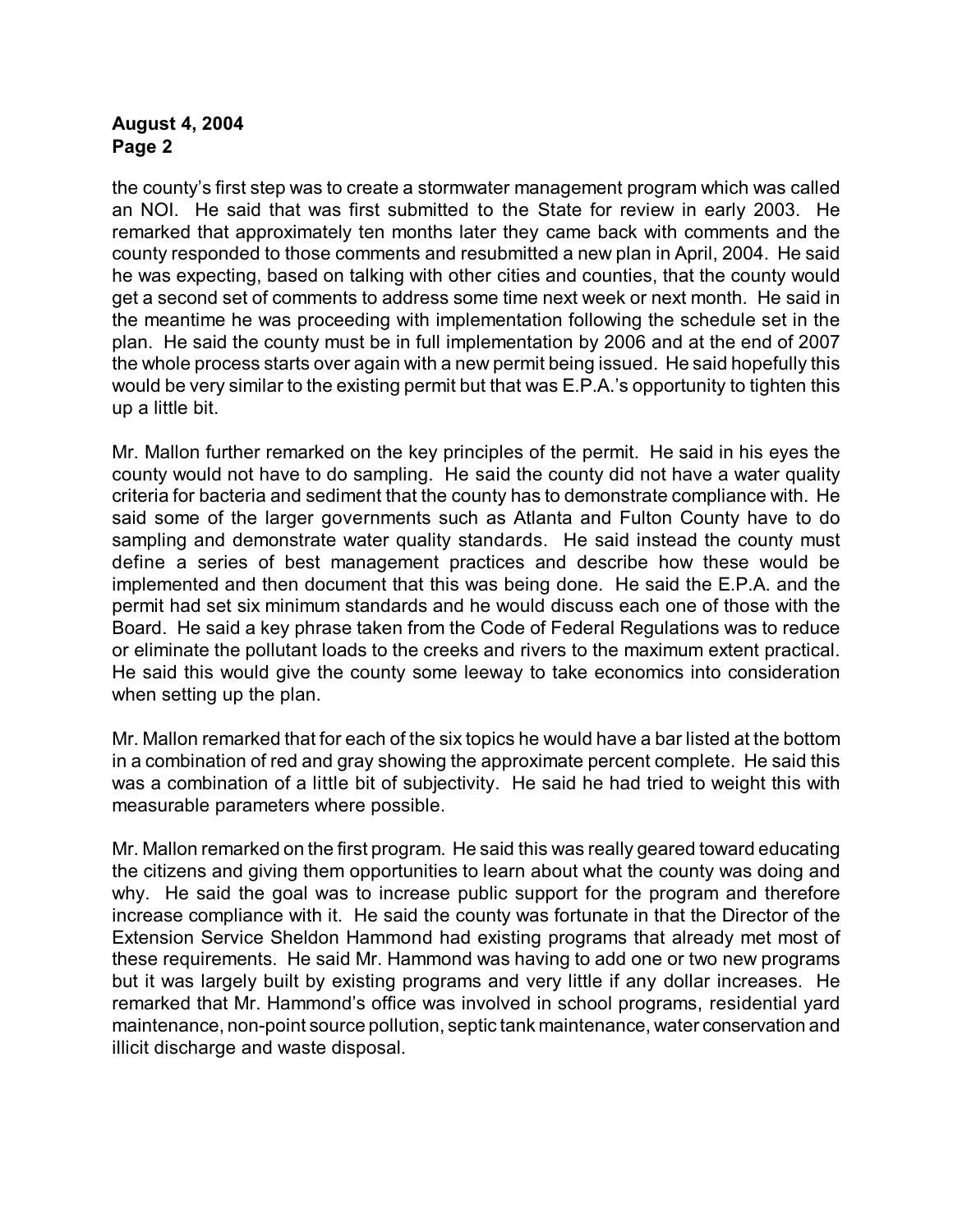the county's first step was to create a stormwater management program which was called an NOI. He said that was first submitted to the State for review in early 2003. He remarked that approximately ten months later they came back with comments and the county responded to those comments and resubmitted a new plan in April, 2004. He said he was expecting, based on talking with other cities and counties, that the county would get a second set of comments to address some time next week or next month. He said in the meantime he was proceeding with implementation following the schedule set in the plan. He said the county must be in full implementation by 2006 and at the end of 2007 the whole process starts over again with a new permit being issued. He said hopefully this would be very similar to the existing permit but that was E.P.A.'s opportunity to tighten this up a little bit.

Mr. Mallon further remarked on the key principles of the permit. He said in his eyes the county would not have to do sampling. He said the county did not have a water quality criteria for bacteria and sediment that the county has to demonstrate compliance with. He said some of the larger governments such as Atlanta and Fulton County have to do sampling and demonstrate water quality standards. He said instead the county must define a series of best management practices and describe how these would be implemented and then document that this was being done. He said the E.P.A. and the permit had set six minimum standards and he would discuss each one of those with the Board. He said a key phrase taken from the Code of Federal Regulations was to reduce or eliminate the pollutant loads to the creeks and rivers to the maximum extent practical. He said this would give the county some leeway to take economics into consideration when setting up the plan.

Mr. Mallon remarked that for each of the six topics he would have a bar listed at the bottom in a combination of red and gray showing the approximate percent complete. He said this was a combination of a little bit of subjectivity. He said he had tried to weight this with measurable parameters where possible.

Mr. Mallon remarked on the first program. He said this was really geared toward educating the citizens and giving them opportunities to learn about what the county was doing and why. He said the goal was to increase public support for the program and therefore increase compliance with it. He said the county was fortunate in that the Director of the Extension Service Sheldon Hammond had existing programs that already met most of these requirements. He said Mr. Hammond was having to add one or two new programs but it was largely built by existing programs and very little if any dollar increases. He remarked that Mr. Hammond's office was involved in school programs, residential yard maintenance, non-point source pollution, septic tank maintenance, water conservation and illicit discharge and waste disposal.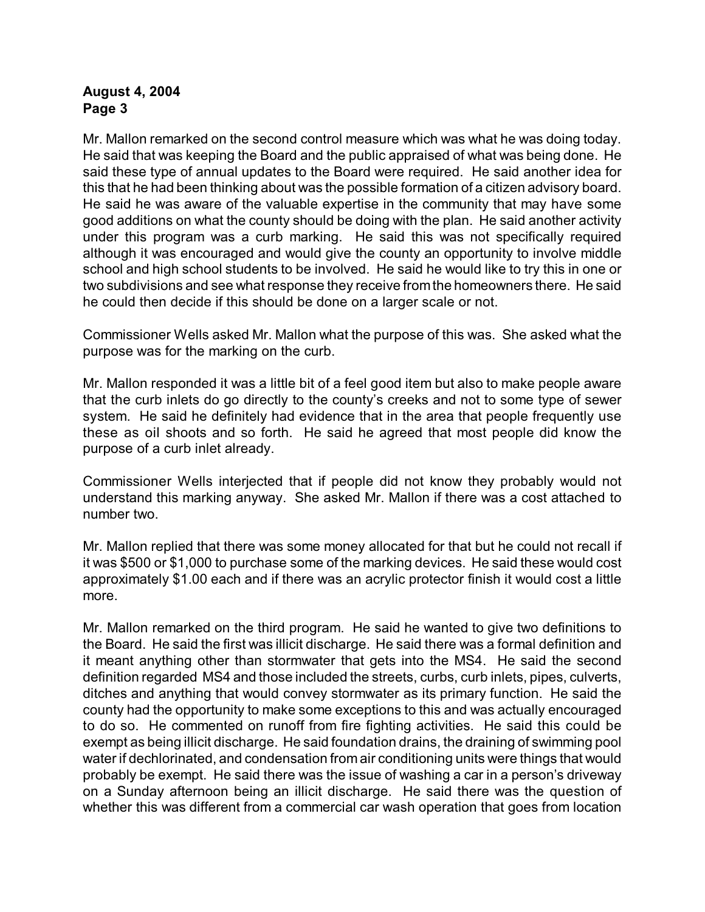Mr. Mallon remarked on the second control measure which was what he was doing today. He said that was keeping the Board and the public appraised of what was being done. He said these type of annual updates to the Board were required. He said another idea for this that he had been thinking about was the possible formation of a citizen advisory board. He said he was aware of the valuable expertise in the community that may have some good additions on what the county should be doing with the plan. He said another activity under this program was a curb marking. He said this was not specifically required although it was encouraged and would give the county an opportunity to involve middle school and high school students to be involved. He said he would like to try this in one or two subdivisions and see what response they receive from the homeowners there. He said he could then decide if this should be done on a larger scale or not.

Commissioner Wells asked Mr. Mallon what the purpose of this was. She asked what the purpose was for the marking on the curb.

Mr. Mallon responded it was a little bit of a feel good item but also to make people aware that the curb inlets do go directly to the county's creeks and not to some type of sewer system. He said he definitely had evidence that in the area that people frequently use these as oil shoots and so forth. He said he agreed that most people did know the purpose of a curb inlet already.

Commissioner Wells interjected that if people did not know they probably would not understand this marking anyway. She asked Mr. Mallon if there was a cost attached to number two.

Mr. Mallon replied that there was some money allocated for that but he could not recall if it was $500 or $1,000 to purchase some of the marking devices. He said these would cost approximately $1.00 each and if there was an acrylic protector finish it would cost a little more.

Mr. Mallon remarked on the third program. He said he wanted to give two definitions to the Board. He said the first was illicit discharge. He said there was a formal definition and it meant anything other than stormwater that gets into the MS4. He said the second definition regarded MS4 and those included the streets, curbs, curb inlets, pipes, culverts, ditches and anything that would convey stormwater as its primary function. He said the county had the opportunity to make some exceptions to this and was actually encouraged to do so. He commented on runoff from fire fighting activities. He said this could be exempt as being illicit discharge. He said foundation drains, the draining of swimming pool water if dechlorinated, and condensation from air conditioning units were things that would probably be exempt. He said there was the issue of washing a car in a person's driveway on a Sunday afternoon being an illicit discharge. He said there was the question of whether this was different from a commercial car wash operation that goes from location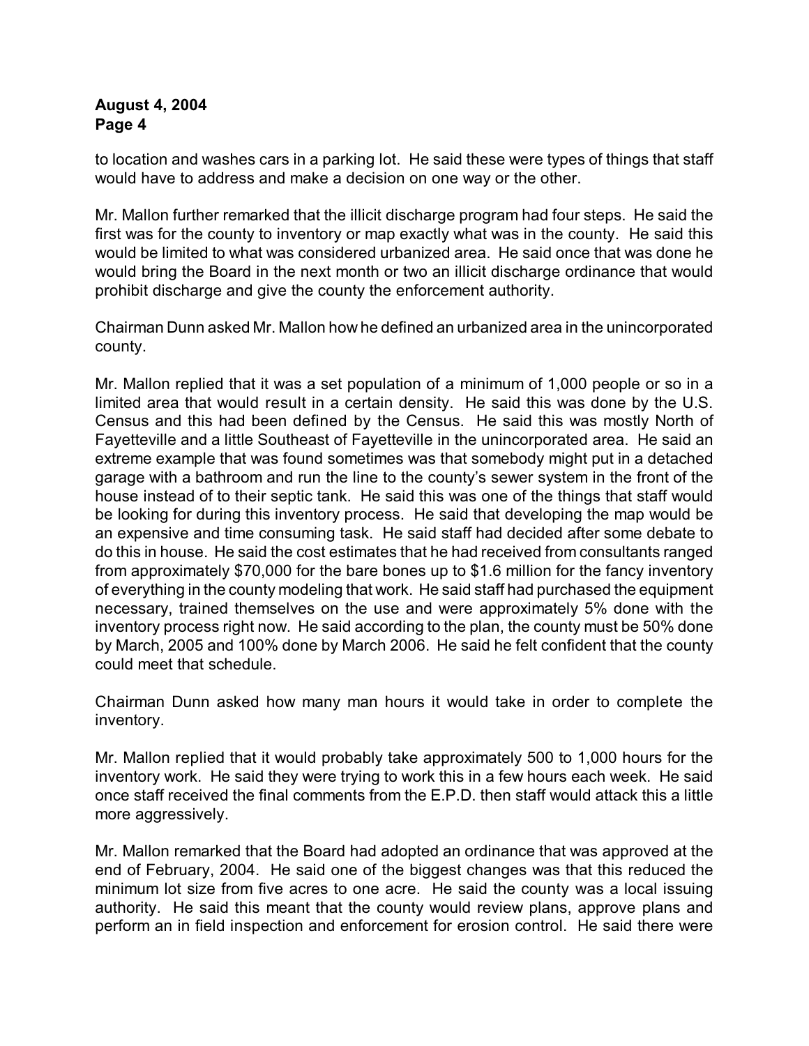to location and washes cars in a parking lot. He said these were types of things that staff would have to address and make a decision on one way or the other.

Mr. Mallon further remarked that the illicit discharge program had four steps. He said the first was for the county to inventory or map exactly what was in the county. He said this would be limited to what was considered urbanized area. He said once that was done he would bring the Board in the next month or two an illicit discharge ordinance that would prohibit discharge and give the county the enforcement authority.

Chairman Dunn asked Mr. Mallon how he defined an urbanized area in the unincorporated county.

Mr. Mallon replied that it was a set population of a minimum of 1,000 people or so in a limited area that would result in a certain density. He said this was done by the U.S. Census and this had been defined by the Census. He said this was mostly North of Fayetteville and a little Southeast of Fayetteville in the unincorporated area. He said an extreme example that was found sometimes was that somebody might put in a detached garage with a bathroom and run the line to the county's sewer system in the front of the house instead of to their septic tank. He said this was one of the things that staff would be looking for during this inventory process. He said that developing the map would be an expensive and time consuming task. He said staff had decided after some debate to do this in house. He said the cost estimates that he had received from consultants ranged from approximately $70,000 for the bare bones up to $1.6 million for the fancy inventory of everything in the county modeling that work. He said staff had purchased the equipment necessary, trained themselves on the use and were approximately 5% done with the inventory process right now. He said according to the plan, the county must be 50% done by March, 2005 and 100% done by March 2006. He said he felt confident that the county could meet that schedule.

Chairman Dunn asked how many man hours it would take in order to complete the inventory.

Mr. Mallon replied that it would probably take approximately 500 to 1,000 hours for the inventory work. He said they were trying to work this in a few hours each week. He said once staff received the final comments from the E.P.D. then staff would attack this a little more aggressively.

Mr. Mallon remarked that the Board had adopted an ordinance that was approved at the end of February, 2004. He said one of the biggest changes was that this reduced the minimum lot size from five acres to one acre. He said the county was a local issuing authority. He said this meant that the county would review plans, approve plans and perform an in field inspection and enforcement for erosion control. He said there were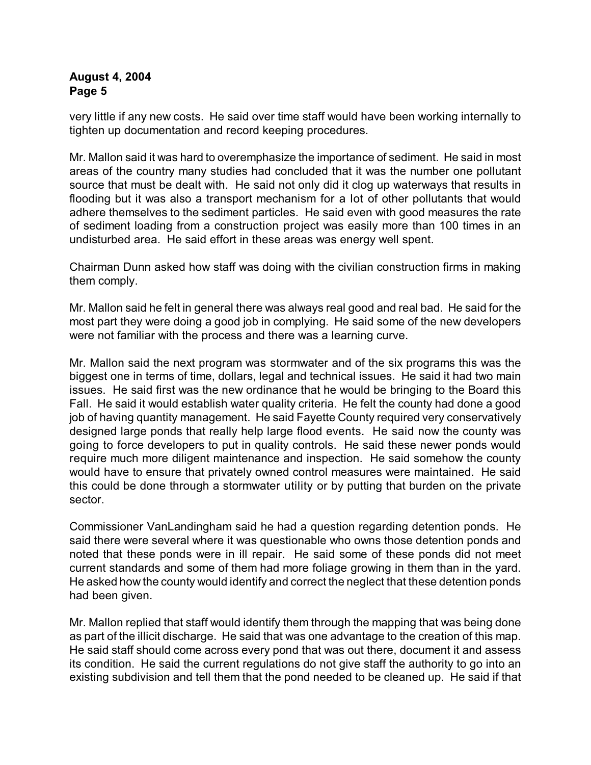very little if any new costs. He said over time staff would have been working internally to tighten up documentation and record keeping procedures.

Mr. Mallon said it was hard to overemphasize the importance of sediment. He said in most areas of the country many studies had concluded that it was the number one pollutant source that must be dealt with. He said not only did it clog up waterways that results in flooding but it was also a transport mechanism for a lot of other pollutants that would adhere themselves to the sediment particles. He said even with good measures the rate of sediment loading from a construction project was easily more than 100 times in an undisturbed area. He said effort in these areas was energy well spent.

Chairman Dunn asked how staff was doing with the civilian construction firms in making them comply.

Mr. Mallon said he felt in general there was always real good and real bad. He said for the most part they were doing a good job in complying. He said some of the new developers were not familiar with the process and there was a learning curve.

Mr. Mallon said the next program was stormwater and of the six programs this was the biggest one in terms of time, dollars, legal and technical issues. He said it had two main issues. He said first was the new ordinance that he would be bringing to the Board this Fall. He said it would establish water quality criteria. He felt the county had done a good job of having quantity management. He said Fayette County required very conservatively designed large ponds that really help large flood events. He said now the county was going to force developers to put in quality controls. He said these newer ponds would require much more diligent maintenance and inspection. He said somehow the county would have to ensure that privately owned control measures were maintained. He said this could be done through a stormwater utility or by putting that burden on the private sector.

Commissioner VanLandingham said he had a question regarding detention ponds. He said there were several where it was questionable who owns those detention ponds and noted that these ponds were in ill repair. He said some of these ponds did not meet current standards and some of them had more foliage growing in them than in the yard. He asked how the county would identify and correct the neglect that these detention ponds had been given.

Mr. Mallon replied that staff would identify them through the mapping that was being done as part of the illicit discharge. He said that was one advantage to the creation of this map. He said staff should come across every pond that was out there, document it and assess its condition. He said the current regulations do not give staff the authority to go into an existing subdivision and tell them that the pond needed to be cleaned up. He said if that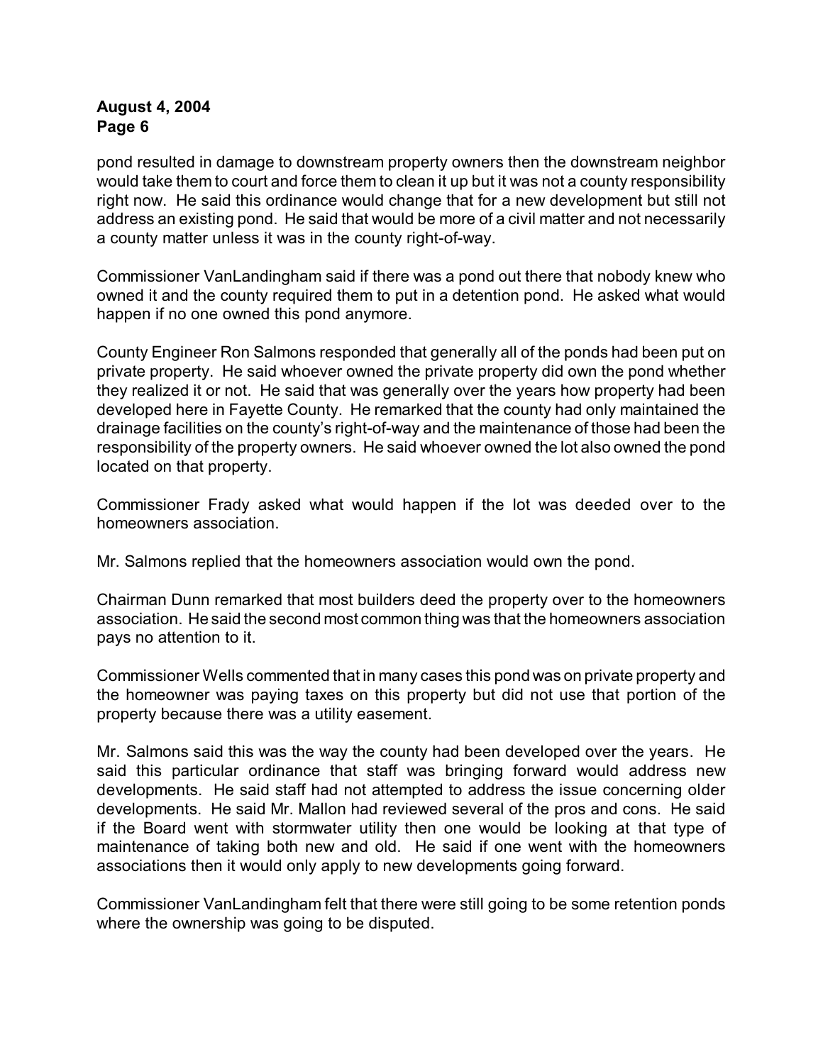pond resulted in damage to downstream property owners then the downstream neighbor would take them to court and force them to clean it up but it was not a county responsibility right now. He said this ordinance would change that for a new development but still not address an existing pond. He said that would be more of a civil matter and not necessarily a county matter unless it was in the county right-of-way.

Commissioner VanLandingham said if there was a pond out there that nobody knew who owned it and the county required them to put in a detention pond. He asked what would happen if no one owned this pond anymore.

County Engineer Ron Salmons responded that generally all of the ponds had been put on private property. He said whoever owned the private property did own the pond whether they realized it or not. He said that was generally over the years how property had been developed here in Fayette County. He remarked that the county had only maintained the drainage facilities on the county's right-of-way and the maintenance of those had been the responsibility of the property owners. He said whoever owned the lot also owned the pond located on that property.

Commissioner Frady asked what would happen if the lot was deeded over to the homeowners association.

Mr. Salmons replied that the homeowners association would own the pond.

Chairman Dunn remarked that most builders deed the property over to the homeowners association. He said the second most common thing was that the homeowners association pays no attention to it.

Commissioner Wells commented that in many cases this pond was on private property and the homeowner was paying taxes on this property but did not use that portion of the property because there was a utility easement.

Mr. Salmons said this was the way the county had been developed over the years. He said this particular ordinance that staff was bringing forward would address new developments. He said staff had not attempted to address the issue concerning older developments. He said Mr. Mallon had reviewed several of the pros and cons. He said if the Board went with stormwater utility then one would be looking at that type of maintenance of taking both new and old. He said if one went with the homeowners associations then it would only apply to new developments going forward.

Commissioner VanLandingham felt that there were still going to be some retention ponds where the ownership was going to be disputed.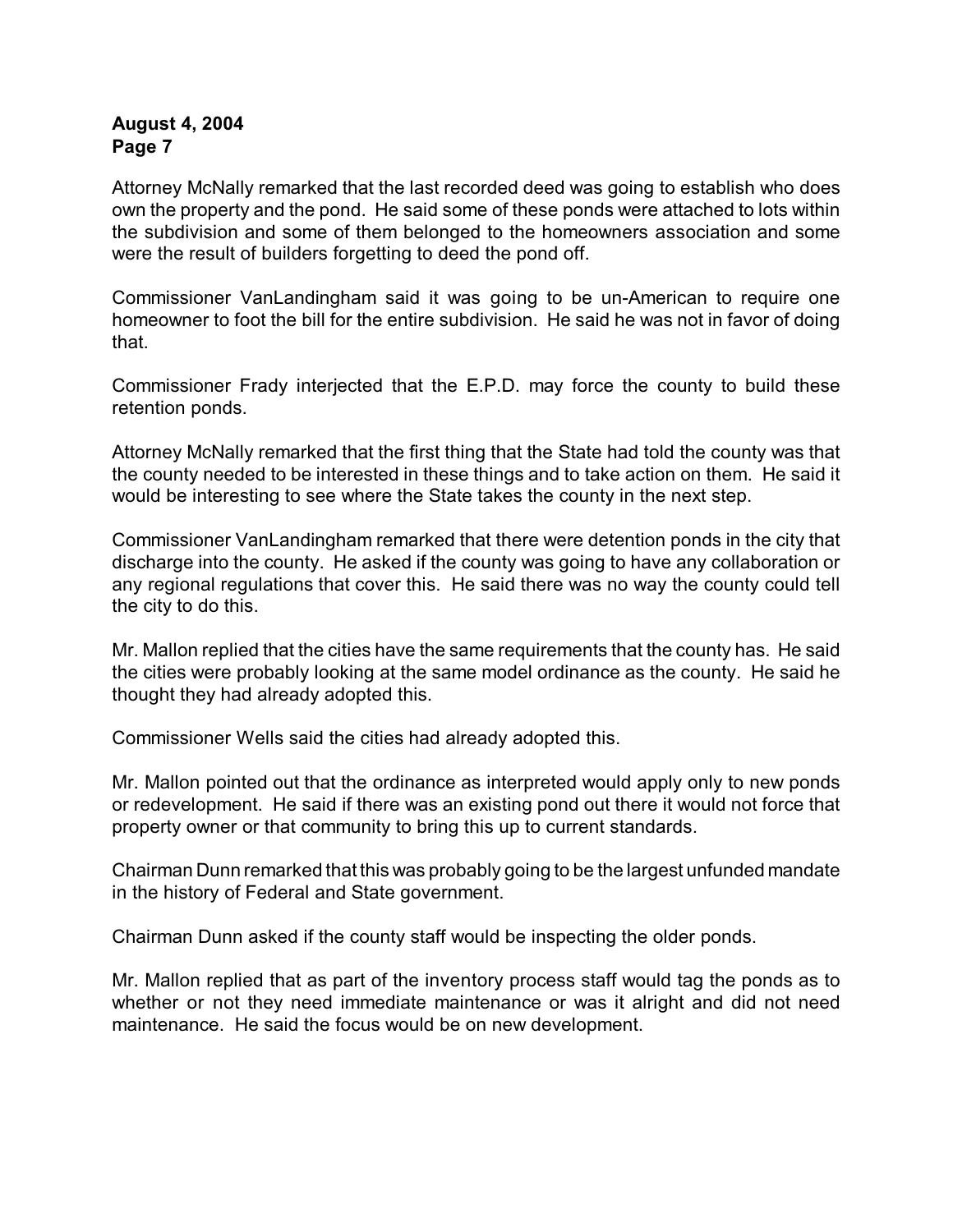Attorney McNally remarked that the last recorded deed was going to establish who does own the property and the pond. He said some of these ponds were attached to lots within the subdivision and some of them belonged to the homeowners association and some were the result of builders forgetting to deed the pond off.

Commissioner VanLandingham said it was going to be un-American to require one homeowner to foot the bill for the entire subdivision. He said he was not in favor of doing that.

Commissioner Frady interjected that the E.P.D. may force the county to build these retention ponds.

Attorney McNally remarked that the first thing that the State had told the county was that the county needed to be interested in these things and to take action on them. He said it would be interesting to see where the State takes the county in the next step.

Commissioner VanLandingham remarked that there were detention ponds in the city that discharge into the county. He asked if the county was going to have any collaboration or any regional regulations that cover this. He said there was no way the county could tell the city to do this.

Mr. Mallon replied that the cities have the same requirements that the county has. He said the cities were probably looking at the same model ordinance as the county. He said he thought they had already adopted this.

Commissioner Wells said the cities had already adopted this.

Mr. Mallon pointed out that the ordinance as interpreted would apply only to new ponds or redevelopment. He said if there was an existing pond out there it would not force that property owner or that community to bring this up to current standards.

Chairman Dunn remarked that this was probably going to be the largest unfunded mandate in the history of Federal and State government.

Chairman Dunn asked if the county staff would be inspecting the older ponds.

Mr. Mallon replied that as part of the inventory process staff would tag the ponds as to whether or not they need immediate maintenance or was it alright and did not need maintenance. He said the focus would be on new development.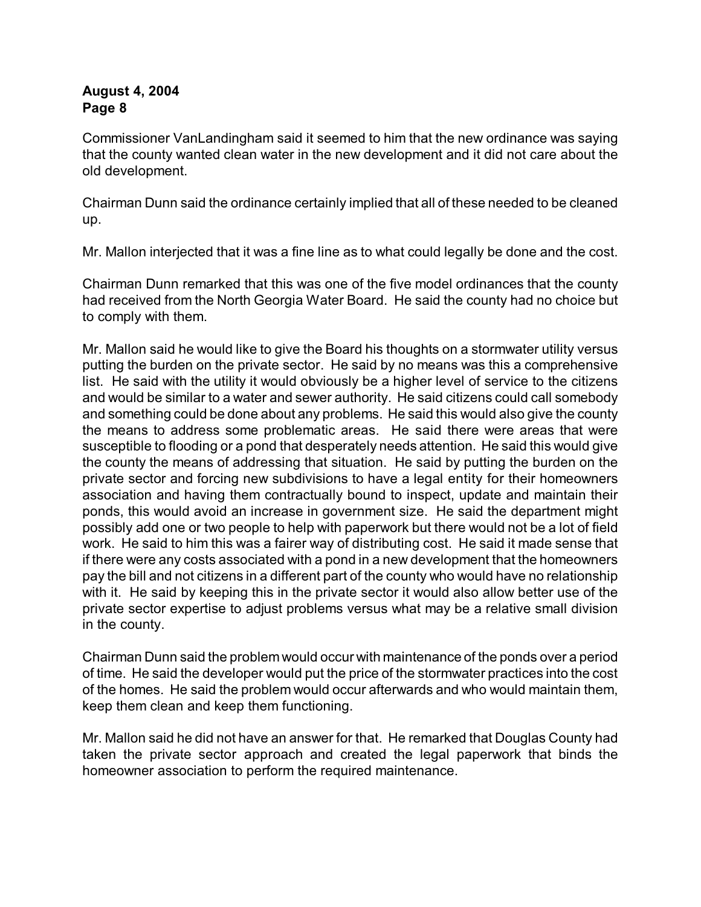Commissioner VanLandingham said it seemed to him that the new ordinance was saying that the county wanted clean water in the new development and it did not care about the old development.

Chairman Dunn said the ordinance certainly implied that all of these needed to be cleaned up.

Mr. Mallon interjected that it was a fine line as to what could legally be done and the cost.

Chairman Dunn remarked that this was one of the five model ordinances that the county had received from the North Georgia Water Board. He said the county had no choice but to comply with them.

Mr. Mallon said he would like to give the Board his thoughts on a stormwater utility versus putting the burden on the private sector. He said by no means was this a comprehensive list. He said with the utility it would obviously be a higher level of service to the citizens and would be similar to a water and sewer authority. He said citizens could call somebody and something could be done about any problems. He said this would also give the county the means to address some problematic areas. He said there were areas that were susceptible to flooding or a pond that desperately needs attention. He said this would give the county the means of addressing that situation. He said by putting the burden on the private sector and forcing new subdivisions to have a legal entity for their homeowners association and having them contractually bound to inspect, update and maintain their ponds, this would avoid an increase in government size. He said the department might possibly add one or two people to help with paperwork but there would not be a lot of field work. He said to him this was a fairer way of distributing cost. He said it made sense that if there were any costs associated with a pond in a new development that the homeowners pay the bill and not citizens in a different part of the county who would have no relationship with it. He said by keeping this in the private sector it would also allow better use of the private sector expertise to adjust problems versus what may be a relative small division in the county.

Chairman Dunn said the problem would occur with maintenance of the ponds over a period of time. He said the developer would put the price of the stormwater practices into the cost of the homes. He said the problem would occur afterwards and who would maintain them, keep them clean and keep them functioning.

Mr. Mallon said he did not have an answer for that. He remarked that Douglas County had taken the private sector approach and created the legal paperwork that binds the homeowner association to perform the required maintenance.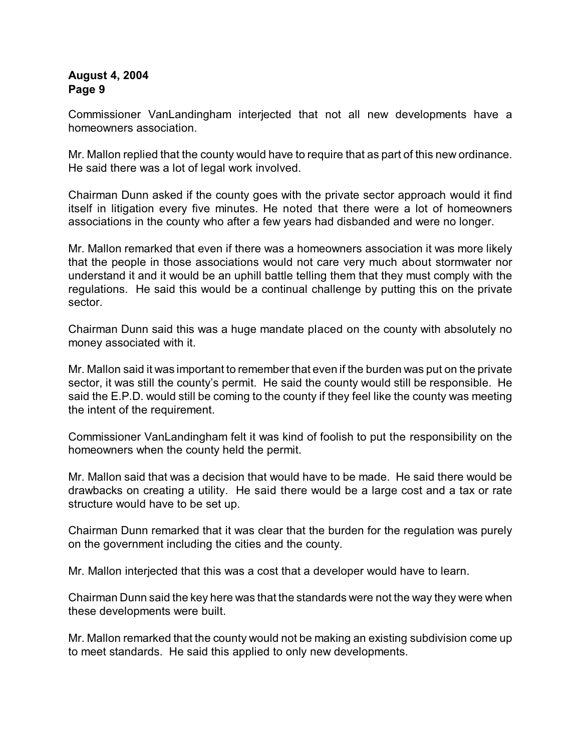Commissioner VanLandingham interjected that not all new developments have a homeowners association.

Mr. Mallon replied that the county would have to require that as part of this new ordinance. He said there was a lot of legal work involved.

Chairman Dunn asked if the county goes with the private sector approach would it find itself in litigation every five minutes. He noted that there were a lot of homeowners associations in the county who after a few years had disbanded and were no longer.

Mr. Mallon remarked that even if there was a homeowners association it was more likely that the people in those associations would not care very much about stormwater nor understand it and it would be an uphill battle telling them that they must comply with the regulations. He said this would be a continual challenge by putting this on the private sector.

Chairman Dunn said this was a huge mandate placed on the county with absolutely no money associated with it.

Mr. Mallon said it was important to remember that even if the burden was put on the private sector, it was still the county's permit. He said the county would still be responsible. He said the E.P.D. would still be coming to the county if they feel like the county was meeting the intent of the requirement.

Commissioner VanLandingham felt it was kind of foolish to put the responsibility on the homeowners when the county held the permit.

Mr. Mallon said that was a decision that would have to be made. He said there would be drawbacks on creating a utility. He said there would be a large cost and a tax or rate structure would have to be set up.

Chairman Dunn remarked that it was clear that the burden for the regulation was purely on the government including the cities and the county.

Mr. Mallon interjected that this was a cost that a developer would have to learn.

Chairman Dunn said the key here was that the standards were not the way they were when these developments were built.

Mr. Mallon remarked that the county would not be making an existing subdivision come up to meet standards. He said this applied to only new developments.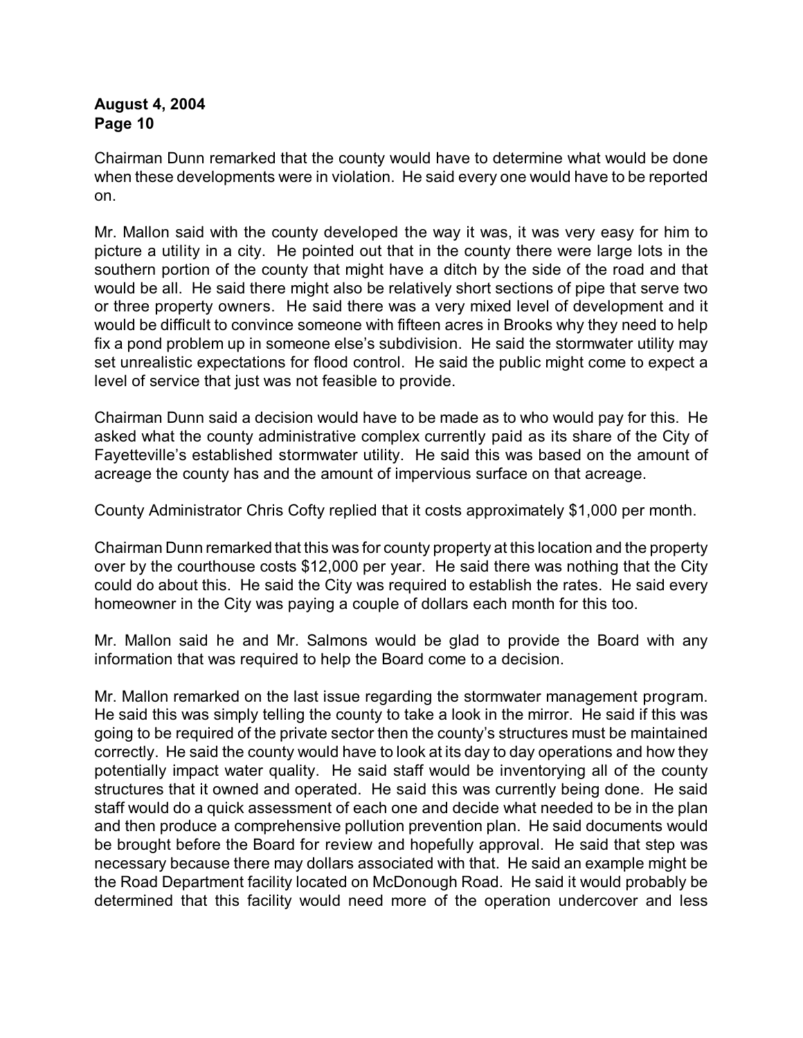Chairman Dunn remarked that the county would have to determine what would be done when these developments were in violation. He said every one would have to be reported on.

Mr. Mallon said with the county developed the way it was, it was very easy for him to picture a utility in a city. He pointed out that in the county there were large lots in the southern portion of the county that might have a ditch by the side of the road and that would be all. He said there might also be relatively short sections of pipe that serve two or three property owners. He said there was a very mixed level of development and it would be difficult to convince someone with fifteen acres in Brooks why they need to help fix a pond problem up in someone else's subdivision. He said the stormwater utility may set unrealistic expectations for flood control. He said the public might come to expect a level of service that just was not feasible to provide.

Chairman Dunn said a decision would have to be made as to who would pay for this. He asked what the county administrative complex currently paid as its share of the City of Fayetteville's established stormwater utility. He said this was based on the amount of acreage the county has and the amount of impervious surface on that acreage.

County Administrator Chris Cofty replied that it costs approximately $1,000 per month.

Chairman Dunn remarked that this was for county property at this location and the property over by the courthouse costs $12,000 per year. He said there was nothing that the City could do about this. He said the City was required to establish the rates. He said every homeowner in the City was paying a couple of dollars each month for this too.

Mr. Mallon said he and Mr. Salmons would be glad to provide the Board with any information that was required to help the Board come to a decision.

Mr. Mallon remarked on the last issue regarding the stormwater management program. He said this was simply telling the county to take a look in the mirror. He said if this was going to be required of the private sector then the county's structures must be maintained correctly. He said the county would have to look at its day to day operations and how they potentially impact water quality. He said staff would be inventorying all of the county structures that it owned and operated. He said this was currently being done. He said staff would do a quick assessment of each one and decide what needed to be in the plan and then produce a comprehensive pollution prevention plan. He said documents would be brought before the Board for review and hopefully approval. He said that step was necessary because there may dollars associated with that. He said an example might be the Road Department facility located on McDonough Road. He said it would probably be determined that this facility would need more of the operation undercover and less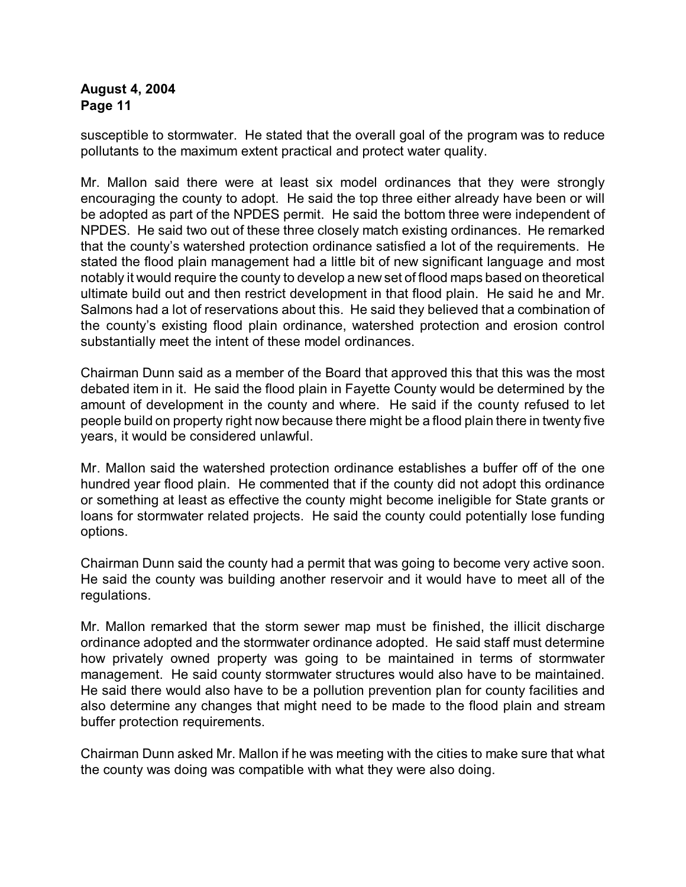susceptible to stormwater. He stated that the overall goal of the program was to reduce pollutants to the maximum extent practical and protect water quality.

Mr. Mallon said there were at least six model ordinances that they were strongly encouraging the county to adopt. He said the top three either already have been or will be adopted as part of the NPDES permit. He said the bottom three were independent of NPDES. He said two out of these three closely match existing ordinances. He remarked that the county's watershed protection ordinance satisfied a lot of the requirements. He stated the flood plain management had a little bit of new significant language and most notably it would require the county to develop a new set of flood maps based on theoretical ultimate build out and then restrict development in that flood plain. He said he and Mr. Salmons had a lot of reservations about this. He said they believed that a combination of the county's existing flood plain ordinance, watershed protection and erosion control substantially meet the intent of these model ordinances.

Chairman Dunn said as a member of the Board that approved this that this was the most debated item in it. He said the flood plain in Fayette County would be determined by the amount of development in the county and where. He said if the county refused to let people build on property right now because there might be a flood plain there in twenty five years, it would be considered unlawful.

Mr. Mallon said the watershed protection ordinance establishes a buffer off of the one hundred year flood plain. He commented that if the county did not adopt this ordinance or something at least as effective the county might become ineligible for State grants or loans for stormwater related projects. He said the county could potentially lose funding options.

Chairman Dunn said the county had a permit that was going to become very active soon. He said the county was building another reservoir and it would have to meet all of the regulations.

Mr. Mallon remarked that the storm sewer map must be finished, the illicit discharge ordinance adopted and the stormwater ordinance adopted. He said staff must determine how privately owned property was going to be maintained in terms of stormwater management. He said county stormwater structures would also have to be maintained. He said there would also have to be a pollution prevention plan for county facilities and also determine any changes that might need to be made to the flood plain and stream buffer protection requirements.

Chairman Dunn asked Mr. Mallon if he was meeting with the cities to make sure that what the county was doing was compatible with what they were also doing.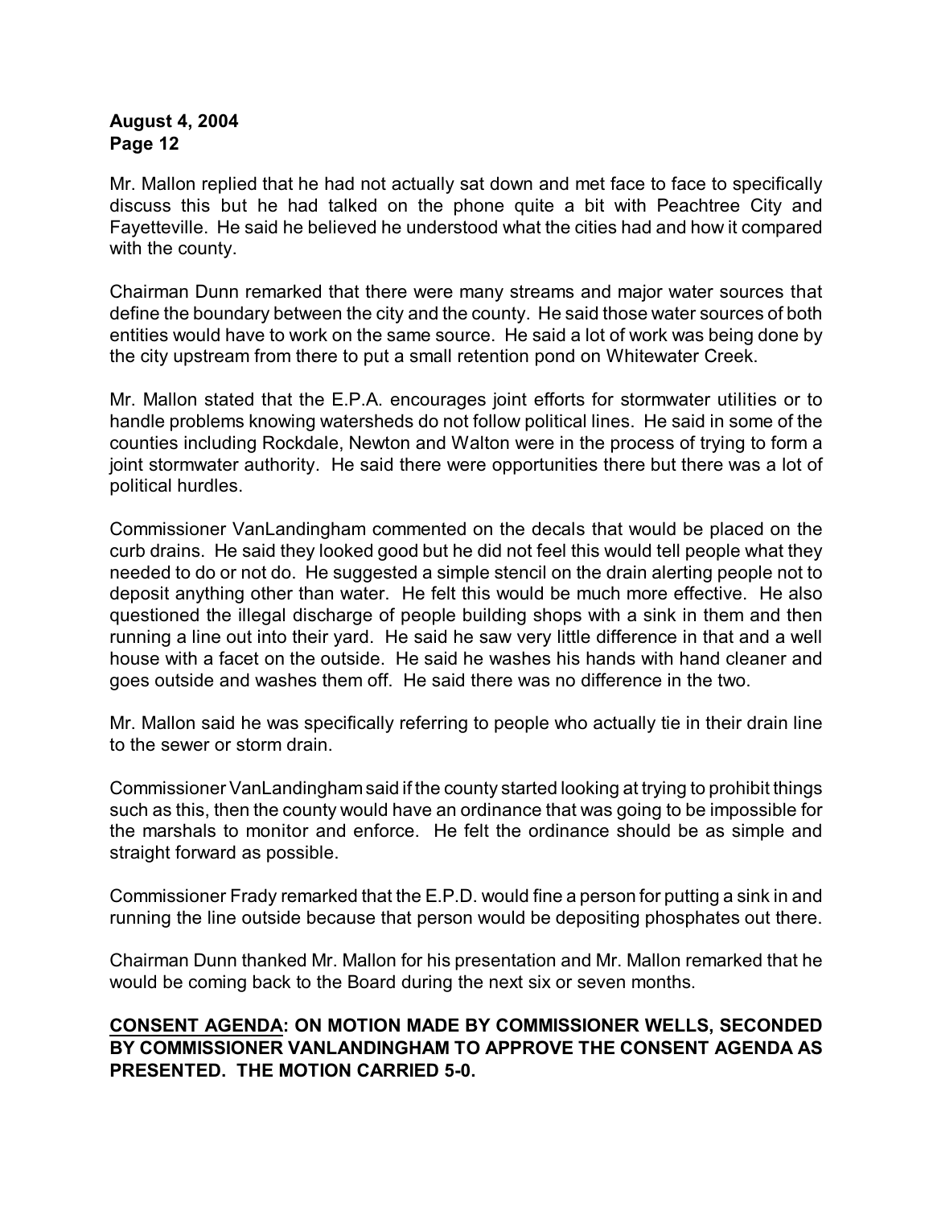Mr. Mallon replied that he had not actually sat down and met face to face to specifically discuss this but he had talked on the phone quite a bit with Peachtree City and Fayetteville. He said he believed he understood what the cities had and how it compared with the county.

Chairman Dunn remarked that there were many streams and major water sources that define the boundary between the city and the county. He said those water sources of both entities would have to work on the same source. He said a lot of work was being done by the city upstream from there to put a small retention pond on Whitewater Creek.

Mr. Mallon stated that the E.P.A. encourages joint efforts for stormwater utilities or to handle problems knowing watersheds do not follow political lines. He said in some of the counties including Rockdale, Newton and Walton were in the process of trying to form a joint stormwater authority. He said there were opportunities there but there was a lot of political hurdles.

Commissioner VanLandingham commented on the decals that would be placed on the curb drains. He said they looked good but he did not feel this would tell people what they needed to do or not do. He suggested a simple stencil on the drain alerting people not to deposit anything other than water. He felt this would be much more effective. He also questioned the illegal discharge of people building shops with a sink in them and then running a line out into their yard. He said he saw very little difference in that and a well house with a facet on the outside. He said he washes his hands with hand cleaner and goes outside and washes them off. He said there was no difference in the two.

Mr. Mallon said he was specifically referring to people who actually tie in their drain line to the sewer or storm drain.

Commissioner VanLandingham said if the county started looking at trying to prohibit things such as this, then the county would have an ordinance that was going to be impossible for the marshals to monitor and enforce. He felt the ordinance should be as simple and straight forward as possible.

Commissioner Frady remarked that the E.P.D. would fine a person for putting a sink in and running the line outside because that person would be depositing phosphates out there.

Chairman Dunn thanked Mr. Mallon for his presentation and Mr. Mallon remarked that he would be coming back to the Board during the next six or seven months.

**<u>CONSENT AGENDA</u>: ON MOTION MADE BY COMMISSIONER WELLS, SECONDED BY COMMISSIONER VANLANDINGHAM TO APPROVE THE CONSENT AGENDA AS PRESENTED. THE MOTION CARRIED 5-0.**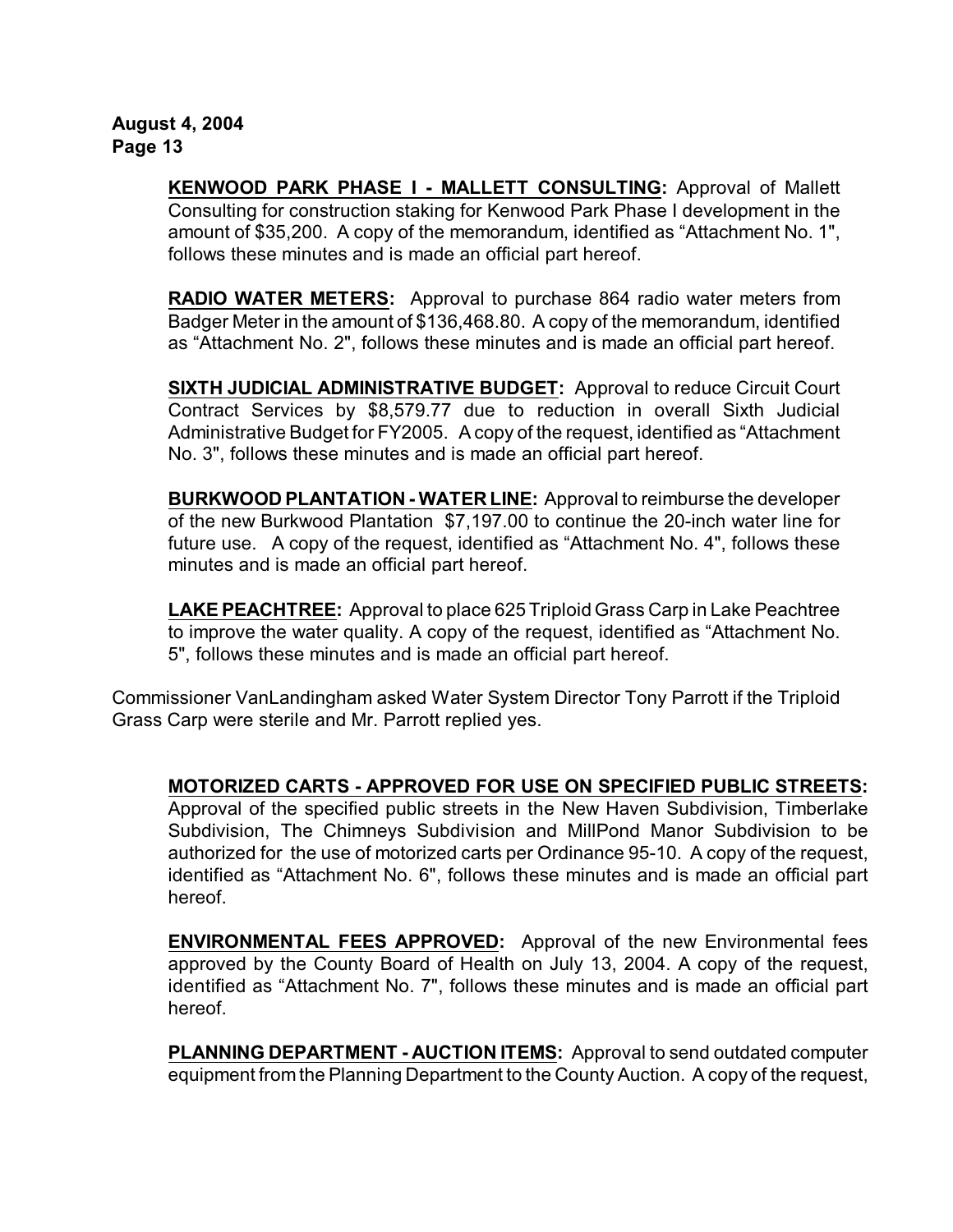**KENWOOD PARK PHASE I - MALLETT CONSULTING:** Approval of Mallett Consulting for construction staking for Kenwood Park Phase I development in the amount of $35,200. A copy of the memorandum, identified as "Attachment No. 1", follows these minutes and is made an official part hereof.

**RADIO WATER METERS:** Approval to purchase 864 radio water meters from Badger Meter in the amount of $136,468.80. A copy of the memorandum, identified as "Attachment No. 2", follows these minutes and is made an official part hereof.

**SIXTH JUDICIAL ADMINISTRATIVE BUDGET:** Approval to reduce Circuit Court Contract Services by $8,579.77 due to reduction in overall Sixth Judicial Administrative Budget for FY2005. A copy of the request, identified as "Attachment No. 3", follows these minutes and is made an official part hereof.

**BURKWOOD PLANTATION - WATER LINE:** Approval to reimburse the developer of the new Burkwood Plantation $7,197.00 to continue the 20-inch water line for future use. A copy of the request, identified as "Attachment No. 4", follows these minutes and is made an official part hereof.

**LAKE PEACHTREE:** Approval to place 625 Triploid Grass Carp in Lake Peachtree to improve the water quality. A copy of the request, identified as "Attachment No. 5", follows these minutes and is made an official part hereof.

Commissioner VanLandingham asked Water System Director Tony Parrott if the Triploid Grass Carp were sterile and Mr. Parrott replied yes.

**MOTORIZED CARTS - APPROVED FOR USE ON SPECIFIED PUBLIC STREETS:** Approval of the specified public streets in the New Haven Subdivision, Timberlake Subdivision, The Chimneys Subdivision and MillPond Manor Subdivision to be authorized for the use of motorized carts per Ordinance 95-10. A copy of the request, identified as "Attachment No. 6", follows these minutes and is made an official part hereof.

**ENVIRONMENTAL FEES APPROVED:** Approval of the new Environmental fees approved by the County Board of Health on July 13, 2004. A copy of the request, identified as "Attachment No. 7", follows these minutes and is made an official part hereof.

**PLANNING DEPARTMENT - AUCTION ITEMS:** Approval to send outdated computer equipment from the Planning Department to the County Auction. A copy of the request,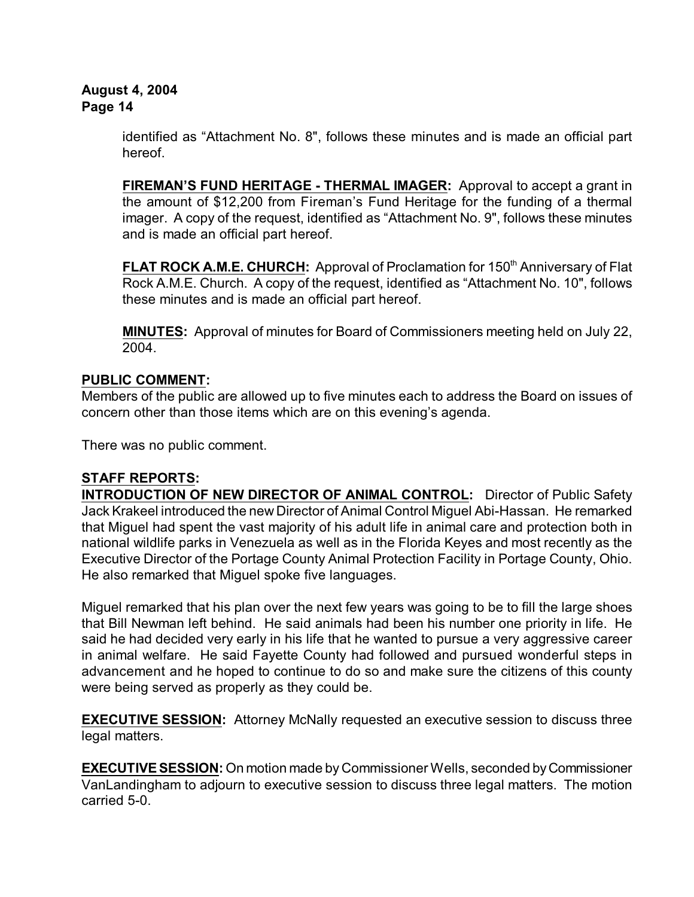identified as "Attachment No. 8", follows these minutes and is made an official part hereof.

**FIREMAN'S FUND HERITAGE - THERMAL IMAGER:** Approval to accept a grant in the amount of $12,200 from Fireman's Fund Heritage for the funding of a thermal imager. A copy of the request, identified as "Attachment No. 9", follows these minutes and is made an official part hereof.

**FLAT ROCK A.M.E. CHURCH:** Approval of Proclamation for 150th Anniversary of Flat Rock A.M.E. Church. A copy of the request, identified as "Attachment No. 10", follows these minutes and is made an official part hereof.

**MINUTES:** Approval of minutes for Board of Commissioners meeting held on July 22, 2004.

**PUBLIC COMMENT:**

Members of the public are allowed up to five minutes each to address the Board on issues of concern other than those items which are on this evening's agenda.

There was no public comment.

**STAFF REPORTS:**

**INTRODUCTION OF NEW DIRECTOR OF ANIMAL CONTROL:** Director of Public Safety Jack Krakeel introduced the new Director of Animal Control Miguel Abi-Hassan. He remarked that Miguel had spent the vast majority of his adult life in animal care and protection both in national wildlife parks in Venezuela as well as in the Florida Keyes and most recently as the Executive Director of the Portage County Animal Protection Facility in Portage County, Ohio. He also remarked that Miguel spoke five languages.

Miguel remarked that his plan over the next few years was going to be to fill the large shoes that Bill Newman left behind. He said animals had been his number one priority in life. He said he had decided very early in his life that he wanted to pursue a very aggressive career in animal welfare. He said Fayette County had followed and pursued wonderful steps in advancement and he hoped to continue to do so and make sure the citizens of this county were being served as properly as they could be.

**EXECUTIVE SESSION:** Attorney McNally requested an executive session to discuss three legal matters.

**EXECUTIVE SESSION:** On motion made by Commissioner Wells, seconded by Commissioner VanLandingham to adjourn to executive session to discuss three legal matters. The motion carried 5-0.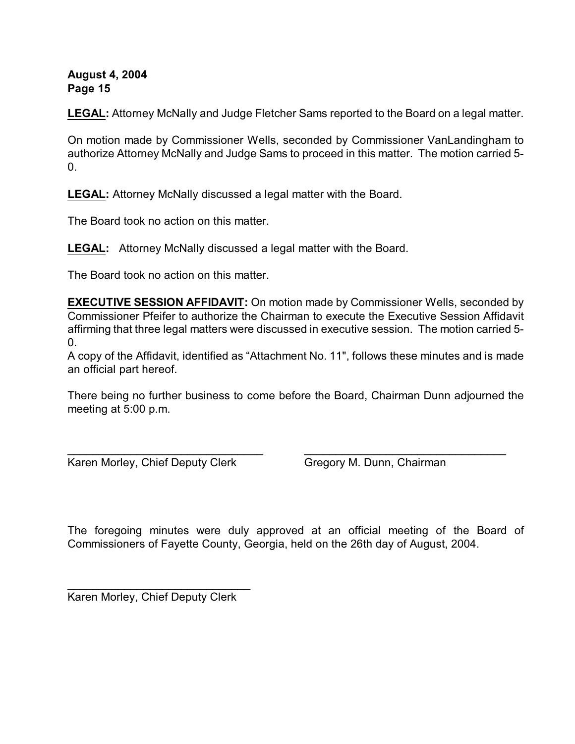**LEGAL:** Attorney McNally and Judge Fletcher Sams reported to the Board on a legal matter.

On motion made by Commissioner Wells, seconded by Commissioner VanLandingham to authorize Attorney McNally and Judge Sams to proceed in this matter. The motion carried 5-0.

**LEGAL:** Attorney McNally discussed a legal matter with the Board.

The Board took no action on this matter.

**LEGAL:** Attorney McNally discussed a legal matter with the Board.

The Board took no action on this matter.

**EXECUTIVE SESSION AFFIDAVIT:** On motion made by Commissioner Wells, seconded by Commissioner Pfeifer to authorize the Chairman to execute the Executive Session Affidavit affirming that three legal matters were discussed in executive session. The motion carried 5-0.
A copy of the Affidavit, identified as "Attachment No. 11", follows these minutes and is made an official part hereof.

There being no further business to come before the Board, Chairman Dunn adjourned the meeting at 5:00 p.m.

_______________________________ _______________________________
Karen Morley, Chief Deputy Clerk Gregory M. Dunn, Chairman

The foregoing minutes were duly approved at an official meeting of the Board of Commissioners of Fayette County, Georgia, held on the 26th day of August, 2004.

_______________________________
Karen Morley, Chief Deputy Clerk